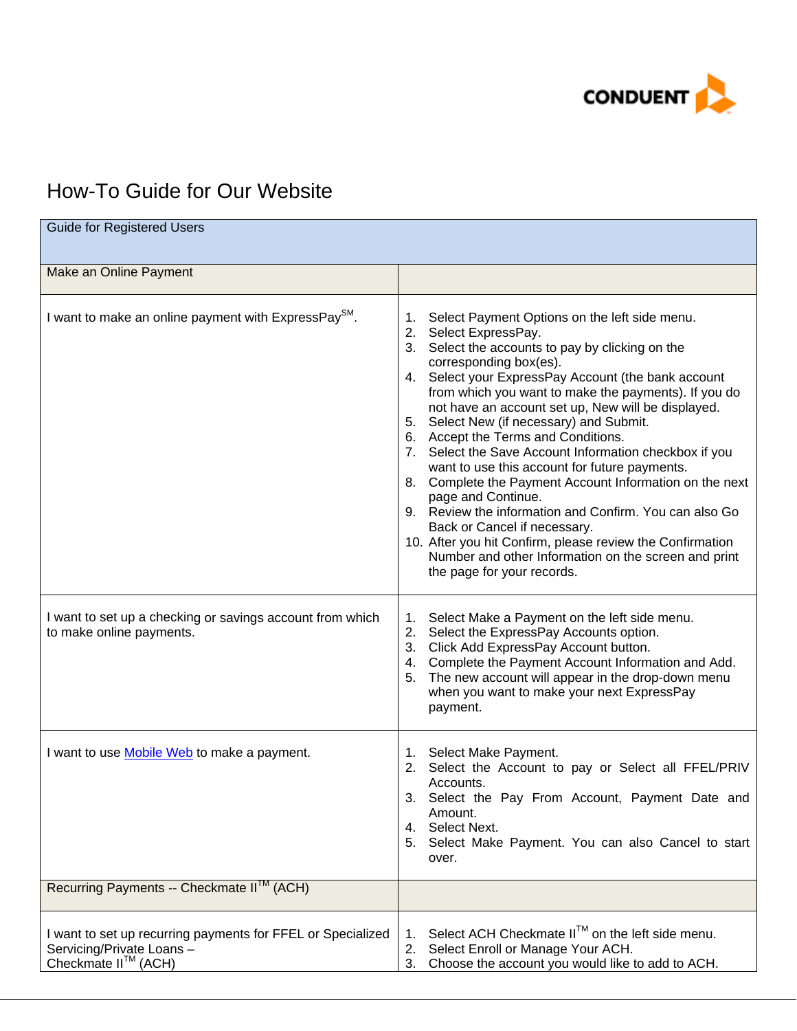# How-To Guide for Our Website

| Guide for Registered Users | |
|---|---|
| Make an Online Payment | |
| I want to make an online payment with ExpressPaySM. | 1. Select Payment Options on the left side menu.<br>2. Select ExpressPay.<br>3. Select the accounts to pay by clicking on the corresponding box(es).<br>4. Select your ExpressPay Account (the bank account from which you want to make the payments). If you do not have an account set up, New will be displayed.<br>5. Select New (if necessary) and Submit.<br>6. Accept the Terms and Conditions.<br>7. Select the Save Account Information checkbox if you want to use this account for future payments.<br>8. Complete the Payment Account Information on the next page and Continue.<br>9. Review the information and Confirm. You can also Go Back or Cancel if necessary.<br>10. After you hit Confirm, please review the Confirmation Number and other Information on the screen and print the page for your records. |
| I want to set up a checking or savings account from which to make online payments. | 1. Select Make a Payment on the left side menu.<br>2. Select the ExpressPay Accounts option.<br>3. Click Add ExpressPay Account button.<br>4. Complete the Payment Account Information and Add.<br>5. The new account will appear in the drop-down menu when you want to make your next ExpressPay payment. |
| I want to use Mobile Web to make a payment. | 1. Select Make Payment.<br>2. Select the Account to pay or Select all FFEL/PRIV Accounts.<br>3. Select the Pay From Account, Payment Date and Amount.<br>4. Select Next.<br>5. Select Make Payment. You can also Cancel to start over. |
| Recurring Payments -- Checkmate IITM (ACH) | |
| I want to set up recurring payments for FFEL or Specialized Servicing/Private Loans – Checkmate IITM (ACH) | 1. Select ACH Checkmate IITM on the left side menu.<br>2. Select Enroll or Manage Your ACH.<br>3. Choose the account you would like to add to ACH. |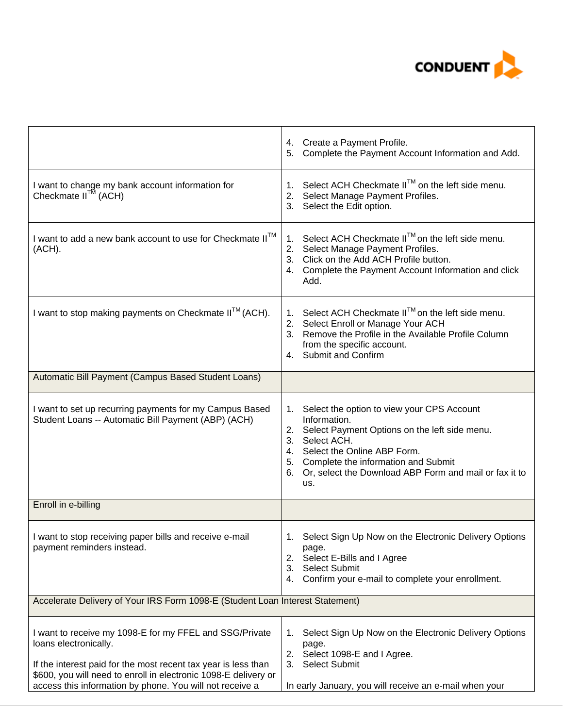| | |
|---|---|
| | 4. Create a Payment Profile.<br>5. Complete the Payment Account Information and Add. |
| I want to change my bank account information for Checkmate II™ (ACH) | 1. Select ACH Checkmate II™ on the left side menu.<br>2. Select Manage Payment Profiles.<br>3. Select the Edit option. |
| I want to add a new bank account to use for Checkmate II™ (ACH). | 1. Select ACH Checkmate II™ on the left side menu.<br>2. Select Manage Payment Profiles.<br>3. Click on the Add ACH Profile button.<br>4. Complete the Payment Account Information and click Add. |
| I want to stop making payments on Checkmate II™ (ACH). | 1. Select ACH Checkmate II™ on the left side menu.<br>2. Select Enroll or Manage Your ACH<br>3. Remove the Profile in the Available Profile Column from the specific account.<br>4. Submit and Confirm |
| Automatic Bill Payment (Campus Based Student Loans) | |
| I want to set up recurring payments for my Campus Based Student Loans -- Automatic Bill Payment (ABP) (ACH) | 1. Select the option to view your CPS Account Information.<br>2. Select Payment Options on the left side menu.<br>3. Select ACH.<br>4. Select the Online ABP Form.<br>5. Complete the information and Submit<br>6. Or, select the Download ABP Form and mail or fax it to us. |
| Enroll in e-billing | |
| I want to stop receiving paper bills and receive e-mail payment reminders instead. | 1. Select Sign Up Now on the Electronic Delivery Options page.<br>2. Select E-Bills and I Agree<br>3. Select Submit<br>4. Confirm your e-mail to complete your enrollment. |
| Accelerate Delivery of Your IRS Form 1098-E (Student Loan Interest Statement) | |
| I want to receive my 1098-E for my FFEL and SSG/Private loans electronically.<br><br>If the interest paid for the most recent tax year is less than $600, you will need to enroll in electronic 1098-E delivery or access this information by phone. You will not receive a | 1. Select Sign Up Now on the Electronic Delivery Options page.<br>2. Select 1098-E and I Agree.<br>3. Select Submit<br><br>In early January, you will receive an e-mail when your |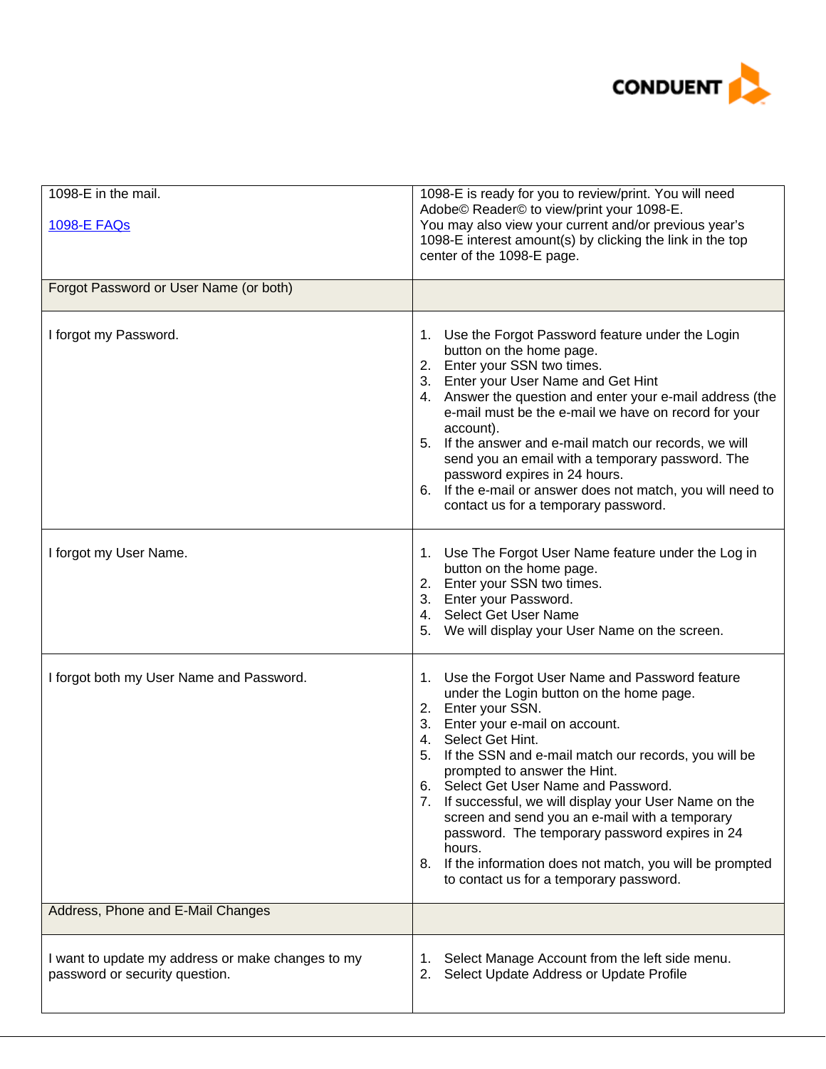| | |
|---|---|
| 1098-E in the mail.<br><br>1098-E FAQs | 1098-E is ready for you to review/print. You will need Adobe© Reader© to view/print your 1098-E.<br>You may also view your current and/or previous year's 1098-E interest amount(s) by clicking the link in the top center of the 1098-E page. |
| Forgot Password or User Name (or both) | |
| I forgot my Password. | 1. Use the Forgot Password feature under the Login button on the home page.<br>2. Enter your SSN two times.<br>3. Enter your User Name and Get Hint<br>4. Answer the question and enter your e-mail address (the e-mail must be the e-mail we have on record for your account).<br>5. If the answer and e-mail match our records, we will send you an email with a temporary password. The password expires in 24 hours.<br>6. If the e-mail or answer does not match, you will need to contact us for a temporary password. |
| I forgot my User Name. | 1. Use The Forgot User Name feature under the Log in button on the home page.<br>2. Enter your SSN two times.<br>3. Enter your Password.<br>4. Select Get User Name<br>5. We will display your User Name on the screen. |
| I forgot both my User Name and Password. | 1. Use the Forgot User Name and Password feature under the Login button on the home page.<br>2. Enter your SSN.<br>3. Enter your e-mail on account.<br>4. Select Get Hint.<br>5. If the SSN and e-mail match our records, you will be prompted to answer the Hint.<br>6. Select Get User Name and Password.<br>7. If successful, we will display your User Name on the screen and send you an e-mail with a temporary password. The temporary password expires in 24 hours.<br>8. If the information does not match, you will be prompted to contact us for a temporary password. |
| Address, Phone and E-Mail Changes | |
| I want to update my address or make changes to my password or security question. | 1. Select Manage Account from the left side menu.<br>2. Select Update Address or Update Profile |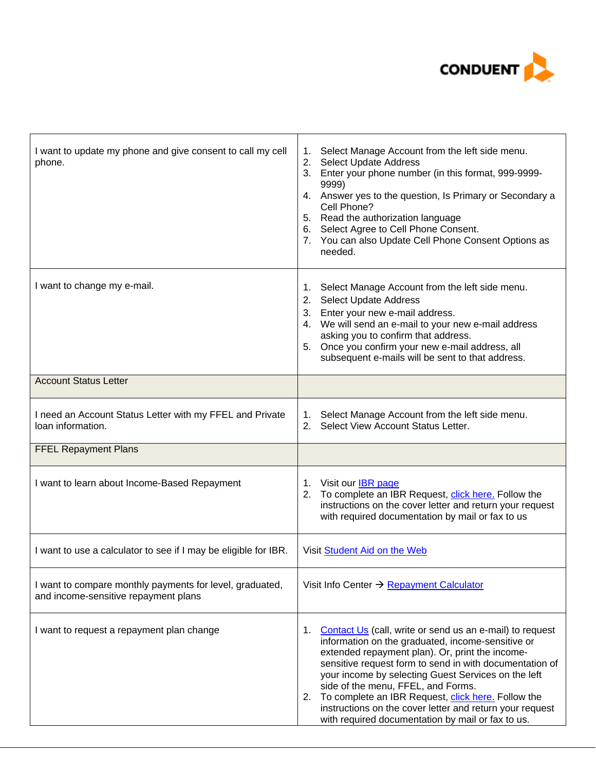| | |
|---|---|
| I want to update my phone and give consent to call my cell phone. | 1. Select Manage Account from the left side menu.<br>2. Select Update Address<br>3. Enter your phone number (in this format, 999-9999-9999)<br>4. Answer yes to the question, Is Primary or Secondary a Cell Phone?<br>5. Read the authorization language<br>6. Select Agree to Cell Phone Consent.<br>7. You can also Update Cell Phone Consent Options as needed. |
| I want to change my e-mail. | 1. Select Manage Account from the left side menu.<br>2. Select Update Address<br>3. Enter your new e-mail address.<br>4. We will send an e-mail to your new e-mail address asking you to confirm that address.<br>5. Once you confirm your new e-mail address, all subsequent e-mails will be sent to that address. |
| Account Status Letter | |
| I need an Account Status Letter with my FFEL and Private loan information. | 1. Select Manage Account from the left side menu.<br>2. Select View Account Status Letter. |
| FFEL Repayment Plans | |
| I want to learn about Income-Based Repayment | 1. Visit our IBR page<br>2. To complete an IBR Request, click here. Follow the instructions on the cover letter and return your request with required documentation by mail or fax to us |
| I want to use a calculator to see if I may be eligible for IBR. | Visit Student Aid on the Web |
| I want to compare monthly payments for level, graduated, and income-sensitive repayment plans | Visit Info Center → Repayment Calculator |
| I want to request a repayment plan change | 1. Contact Us (call, write or send us an e-mail) to request information on the graduated, income-sensitive or extended repayment plan). Or, print the income-sensitive request form to send in with documentation of your income by selecting Guest Services on the left side of the menu, FFEL, and Forms.<br>2. To complete an IBR Request, click here. Follow the instructions on the cover letter and return your request with required documentation by mail or fax to us. |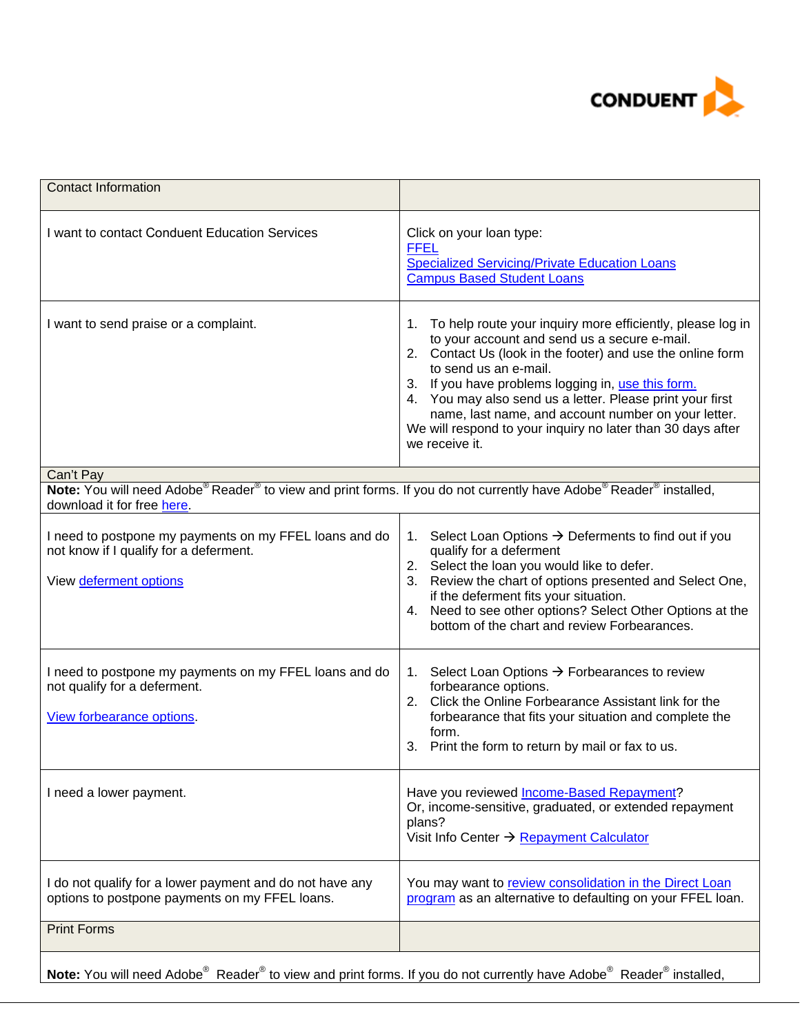| Contact Information | |
|---|---|
| I want to contact Conduent Education Services | Click on your loan type:<br>FFEL<br>Specialized Servicing/Private Education Loans<br>Campus Based Student Loans |
| I want to send praise or a complaint. | 1. To help route your inquiry more efficiently, please log in to your account and send us a secure e-mail.<br>2. Contact Us (look in the footer) and use the online form to send us an e-mail.<br>3. If you have problems logging in, use this form.<br>4. You may also send us a letter. Please print your first name, last name, and account number on your letter.<br>We will respond to your inquiry no later than 30 days after we receive it. |
| Can't Pay | |
| **Note:** You will need Adobe® Reader® to view and print forms. If you do not currently have Adobe® Reader® installed, download it for free here. | |
| I need to postpone my payments on my FFEL loans and do not know if I qualify for a deferment.<br><br>View deferment options | 1. Select Loan Options → Deferments to find out if you qualify for a deferment<br>2. Select the loan you would like to defer.<br>3. Review the chart of options presented and Select One, if the deferment fits your situation.<br>4. Need to see other options? Select Other Options at the bottom of the chart and review Forbearances. |
| I need to postpone my payments on my FFEL loans and do not qualify for a deferment.<br><br>View forbearance options. | 1. Select Loan Options → Forbearances to review forbearance options.<br>2. Click the Online Forbearance Assistant link for the forbearance that fits your situation and complete the form.<br>3. Print the form to return by mail or fax to us. |
| I need a lower payment. | Have you reviewed Income-Based Repayment?<br>Or, income-sensitive, graduated, or extended repayment plans?<br>Visit Info Center → Repayment Calculator |
| I do not qualify for a lower payment and do not have any options to postpone payments on my FFEL loans. | You may want to review consolidation in the Direct Loan program as an alternative to defaulting on your FFEL loan. |
| Print Forms | |
| **Note:** You will need Adobe® Reader® to view and print forms. If you do not currently have Adobe® Reader® installed, | |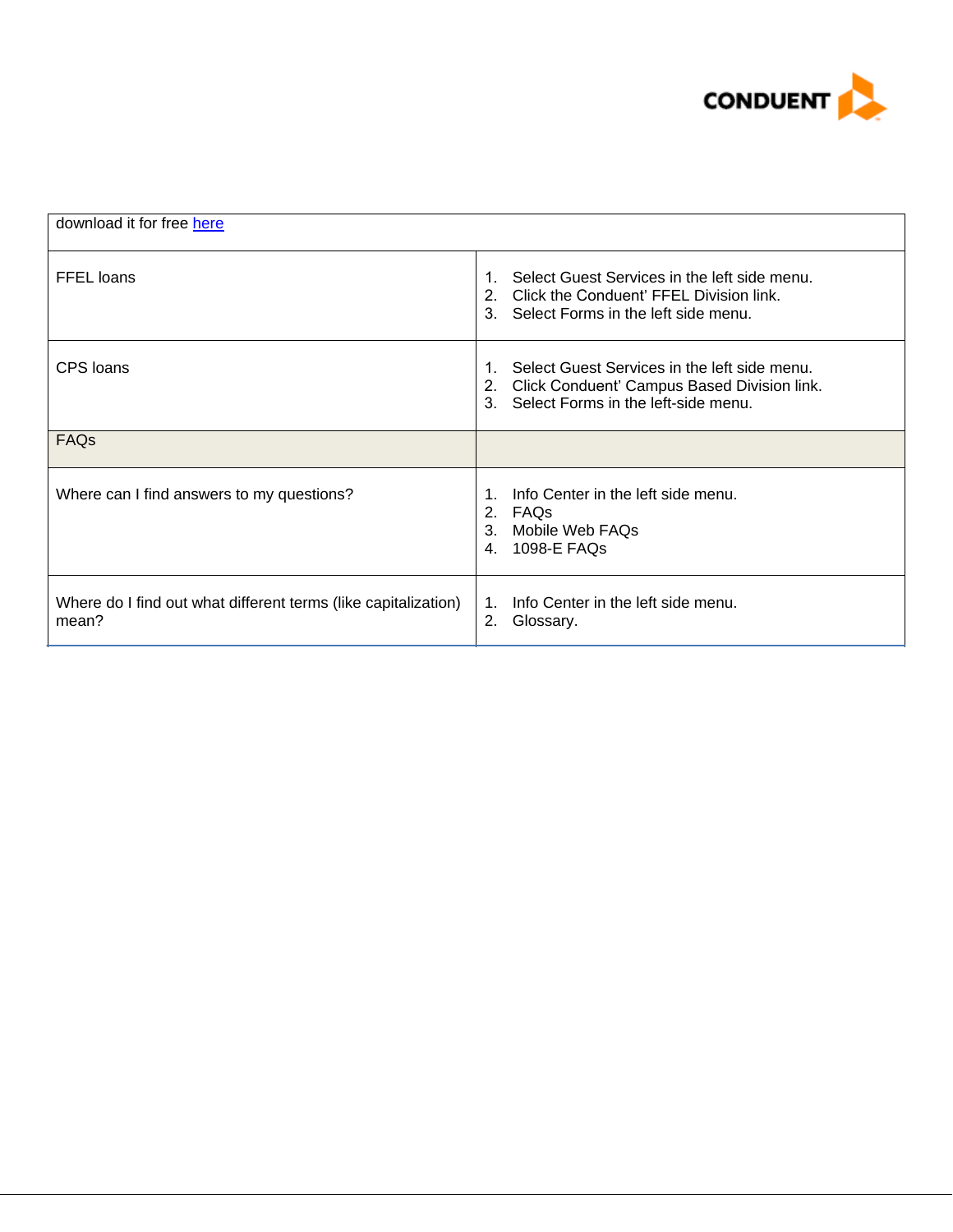| | |
|---|---|
| download it for free here | |
| FFEL loans | 1. Select Guest Services in the left side menu.<br>2. Click the Conduent' FFEL Division link.<br>3. Select Forms in the left side menu. |
| CPS loans | 1. Select Guest Services in the left side menu.<br>2. Click Conduent' Campus Based Division link.<br>3. Select Forms in the left-side menu. |
| FAQs | |
| Where can I find answers to my questions? | 1. Info Center in the left side menu.<br>2. FAQs<br>3. Mobile Web FAQs<br>4. 1098-E FAQs |
| Where do I find out what different terms (like capitalization) mean? | 1. Info Center in the left side menu.<br>2. Glossary. |